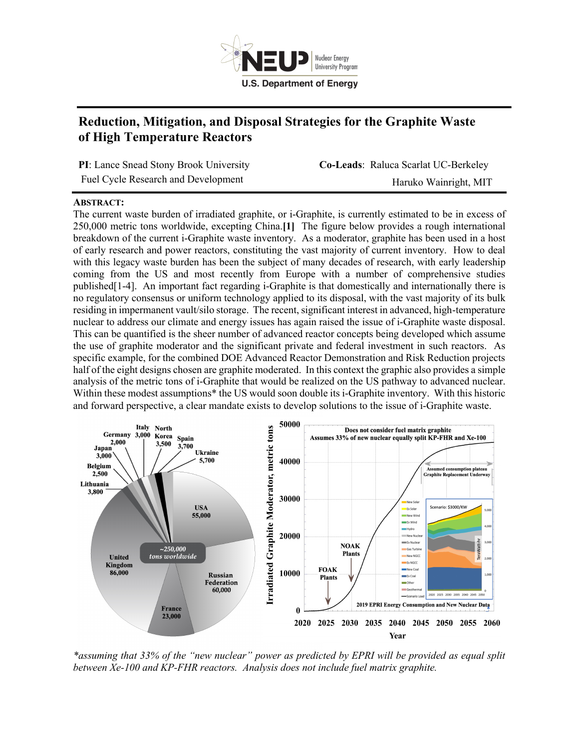# Reduction, Mitigation, and Disposal Strategies for the Graphite Waste of High Temperature Reactors

**PI**: Lance Snead Stony Brook University
Fuel Cycle Research and Development

**Co-Leads**: Raluca Scarlat UC-Berkeley
Haruko Wainright, MIT

**ABSTRACT:**

The current waste burden of irradiated graphite, or i-Graphite, is currently estimated to be in excess of 250,000 metric tons worldwide, excepting China.**[1]** The figure below provides a rough international breakdown of the current i-Graphite waste inventory. As a moderator, graphite has been used in a host of early research and power reactors, constituting the vast majority of current inventory. How to deal with this legacy waste burden has been the subject of many decades of research, with early leadership coming from the US and most recently from Europe with a number of comprehensive studies published[1-4]. An important fact regarding i-Graphite is that domestically and internationally there is no regulatory consensus or uniform technology applied to its disposal, with the vast majority of its bulk residing in impermanent vault/silo storage. The recent, significant interest in advanced, high-temperature nuclear to address our climate and energy issues has again raised the issue of i-Graphite waste disposal. This can be quantified is the sheer number of advanced reactor concepts being developed which assume the use of graphite moderator and the significant private and federal investment in such reactors. As specific example, for the combined DOE Advanced Reactor Demonstration and Risk Reduction projects half of the eight designs chosen are graphite moderated. In this context the graphic also provides a simple analysis of the metric tons of i-Graphite that would be realized on the US pathway to advanced nuclear. Within these modest assumptions* the US would soon double its i-Graphite inventory. With this historic and forward perspective, a clear mandate exists to develop solutions to the issue of i-Graphite waste.

*\*assuming that 33% of the "new nuclear" power as predicted by EPRI will be provided as equal split between Xe-100 and KP-FHR reactors. Analysis does not include fuel matrix graphite.*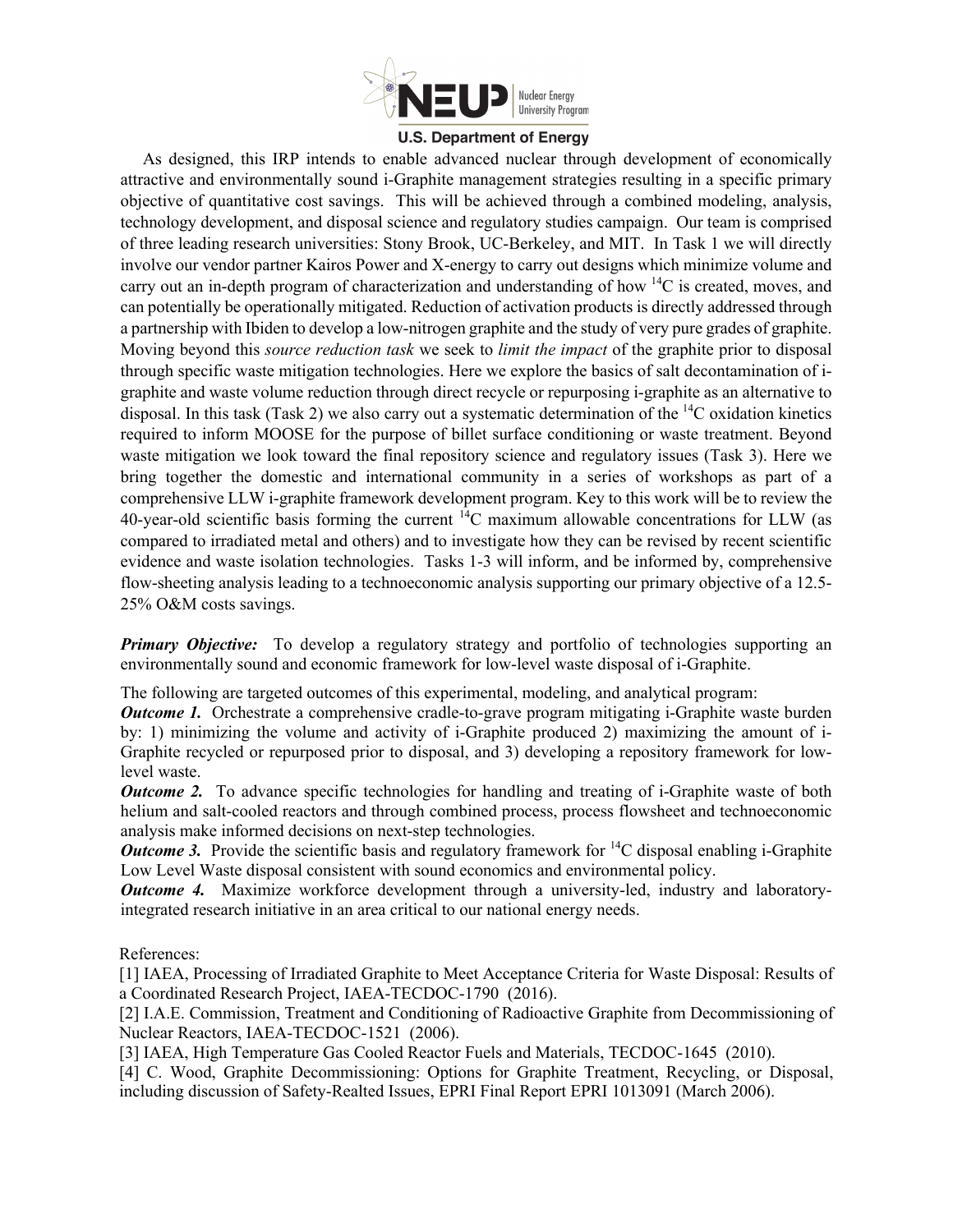As designed, this IRP intends to enable advanced nuclear through development of economically attractive and environmentally sound i-Graphite management strategies resulting in a specific primary objective of quantitative cost savings. This will be achieved through a combined modeling, analysis, technology development, and disposal science and regulatory studies campaign. Our team is comprised of three leading research universities: Stony Brook, UC-Berkeley, and MIT. In Task 1 we will directly involve our vendor partner Kairos Power and X-energy to carry out designs which minimize volume and carry out an in-depth program of characterization and understanding of how $^{14}C$ is created, moves, and can potentially be operationally mitigated. Reduction of activation products is directly addressed through a partnership with Ibiden to develop a low-nitrogen graphite and the study of very pure grades of graphite. Moving beyond this *source reduction task* we seek to *limit the impact* of the graphite prior to disposal through specific waste mitigation technologies. Here we explore the basics of salt decontamination of i-graphite and waste volume reduction through direct recycle or repurposing i-graphite as an alternative to disposal. In this task (Task 2) we also carry out a systematic determination of the $^{14}C$ oxidation kinetics required to inform MOOSE for the purpose of billet surface conditioning or waste treatment. Beyond waste mitigation we look toward the final repository science and regulatory issues (Task 3). Here we bring together the domestic and international community in a series of workshops as part of a comprehensive LLW i-graphite framework development program. Key to this work will be to review the 40-year-old scientific basis forming the current $^{14}C$ maximum allowable concentrations for LLW (as compared to irradiated metal and others) and to investigate how they can be revised by recent scientific evidence and waste isolation technologies. Tasks 1-3 will inform, and be informed by, comprehensive flow-sheeting analysis leading to a technoeconomic analysis supporting our primary objective of a 12.5-25% O&M costs savings.

***Primary Objective:*** To develop a regulatory strategy and portfolio of technologies supporting an environmentally sound and economic framework for low-level waste disposal of i-Graphite.

The following are targeted outcomes of this experimental, modeling, and analytical program:

***Outcome 1.*** Orchestrate a comprehensive cradle-to-grave program mitigating i-Graphite waste burden by: 1) minimizing the volume and activity of i-Graphite produced 2) maximizing the amount of i-Graphite recycled or repurposed prior to disposal, and 3) developing a repository framework for low-level waste.

***Outcome 2.*** To advance specific technologies for handling and treating of i-Graphite waste of both helium and salt-cooled reactors and through combined process, process flowsheet and technoeconomic analysis make informed decisions on next-step technologies.

***Outcome 3.*** Provide the scientific basis and regulatory framework for $^{14}C$ disposal enabling i-Graphite Low Level Waste disposal consistent with sound economics and environmental policy.

***Outcome 4.*** Maximize workforce development through a university-led, industry and laboratory-integrated research initiative in an area critical to our national energy needs.

References:

[1] IAEA, Processing of Irradiated Graphite to Meet Acceptance Criteria for Waste Disposal: Results of a Coordinated Research Project, IAEA-TECDOC-1790 (2016).

[2] I.A.E. Commission, Treatment and Conditioning of Radioactive Graphite from Decommissioning of Nuclear Reactors, IAEA-TECDOC-1521 (2006).

[3] IAEA, High Temperature Gas Cooled Reactor Fuels and Materials, TECDOC-1645 (2010).

[4] C. Wood, Graphite Decommissioning: Options for Graphite Treatment, Recycling, or Disposal, including discussion of Safety-Realted Issues, EPRI Final Report EPRI 1013091 (March 2006).